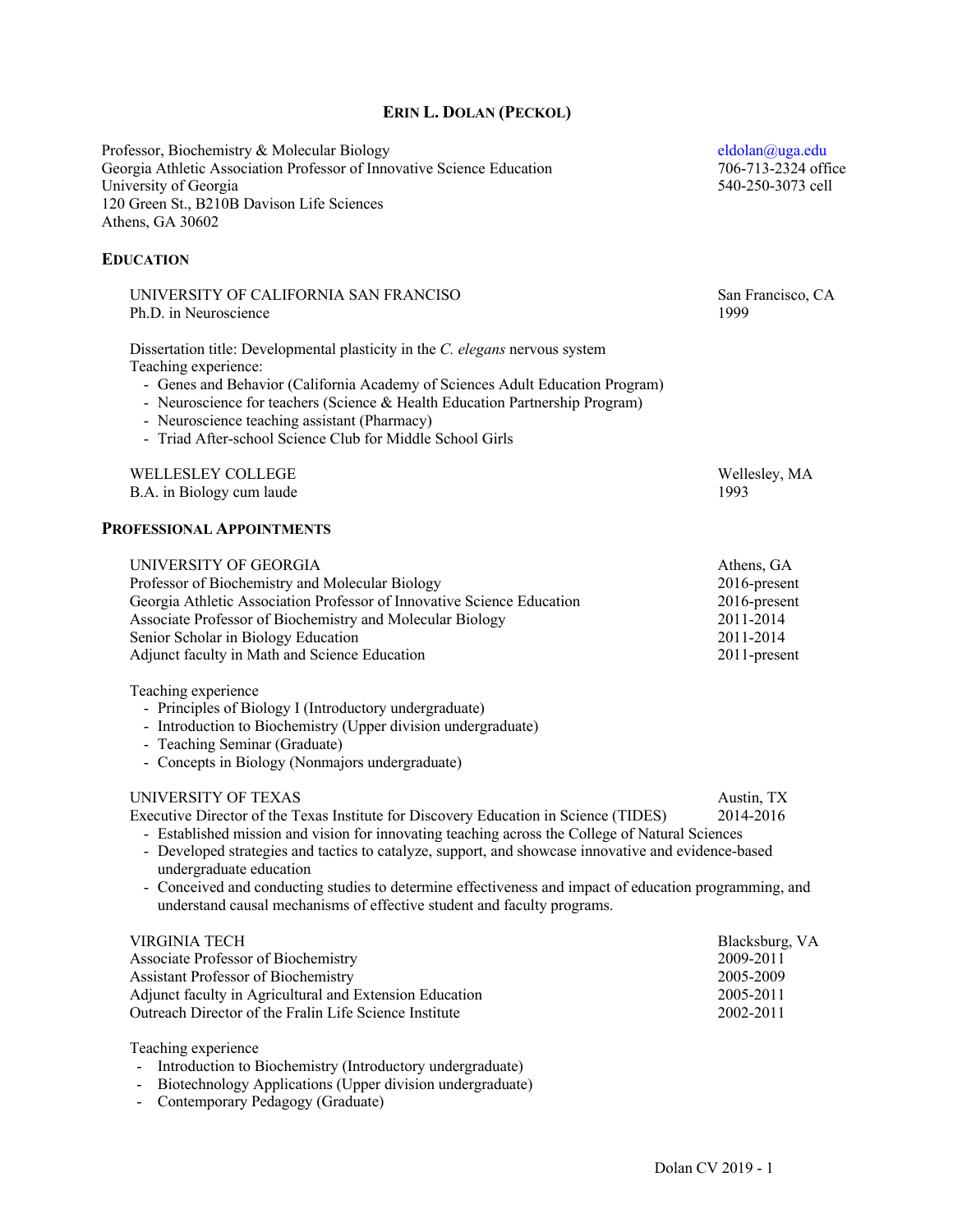# ERIN L. DOLAN (PECKOL)

Professor, Biochemistry & Molecular Biology
Georgia Athletic Association Professor of Innovative Science Education
University of Georgia
120 Green St., B210B Davison Life Sciences
Athens, GA 30602

eldolan@uga.edu
706-713-2324 office
540-250-3073 cell

## EDUCATION

UNIVERSITY OF CALIFORNIA SAN FRANCISO — San Francisco, CA
Ph.D. in Neuroscience — 1999

Dissertation title: Developmental plasticity in the *C. elegans* nervous system
Teaching experience:

- Genes and Behavior (California Academy of Sciences Adult Education Program)
- Neuroscience for teachers (Science & Health Education Partnership Program)
- Neuroscience teaching assistant (Pharmacy)
- Triad After-school Science Club for Middle School Girls

WELLESLEY COLLEGE — Wellesley, MA
B.A. in Biology cum laude — 1993

## PROFESSIONAL APPOINTMENTS

UNIVERSITY OF GEORGIA — Athens, GA
Professor of Biochemistry and Molecular Biology — 2016-present
Georgia Athletic Association Professor of Innovative Science Education — 2016-present
Associate Professor of Biochemistry and Molecular Biology — 2011-2014
Senior Scholar in Biology Education — 2011-2014
Adjunct faculty in Math and Science Education — 2011-present

Teaching experience

- Principles of Biology I (Introductory undergraduate)
- Introduction to Biochemistry (Upper division undergraduate)
- Teaching Seminar (Graduate)
- Concepts in Biology (Nonmajors undergraduate)

UNIVERSITY OF TEXAS — Austin, TX
Executive Director of the Texas Institute for Discovery Education in Science (TIDES) — 2014-2016

- Established mission and vision for innovating teaching across the College of Natural Sciences
- Developed strategies and tactics to catalyze, support, and showcase innovative and evidence-based undergraduate education
- Conceived and conducting studies to determine effectiveness and impact of education programming, and understand causal mechanisms of effective student and faculty programs.

VIRGINIA TECH — Blacksburg, VA
Associate Professor of Biochemistry — 2009-2011
Assistant Professor of Biochemistry — 2005-2009
Adjunct faculty in Agricultural and Extension Education — 2005-2011
Outreach Director of the Fralin Life Science Institute — 2002-2011

Teaching experience

- Introduction to Biochemistry (Introductory undergraduate)
- Biotechnology Applications (Upper division undergraduate)
- Contemporary Pedagogy (Graduate)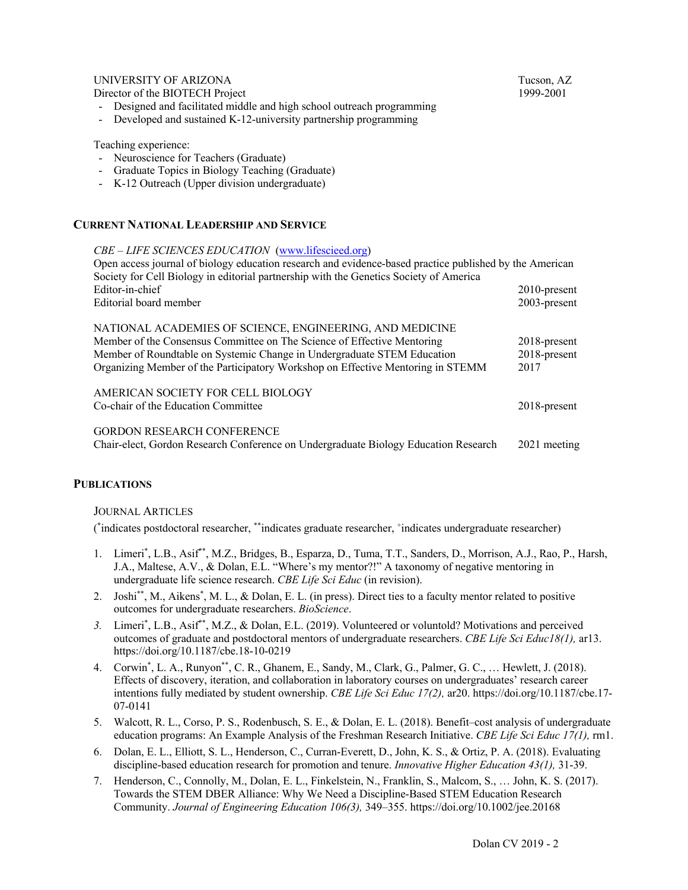UNIVERSITY OF ARIZONA — Tucson, AZ

Director of the BIOTECH Project — 1999-2001

- Designed and facilitated middle and high school outreach programming
- Developed and sustained K-12-university partnership programming

Teaching experience:

- Neuroscience for Teachers (Graduate)
- Graduate Topics in Biology Teaching (Graduate)
- K-12 Outreach (Upper division undergraduate)

## CURRENT NATIONAL LEADERSHIP AND SERVICE

*CBE – LIFE SCIENCES EDUCATION* (www.lifescieed.org)

Open access journal of biology education research and evidence-based practice published by the American Society for Cell Biology in editorial partnership with the Genetics Society of America

Editor-in-chief — 2010-present

Editorial board member — 2003-present

NATIONAL ACADEMIES OF SCIENCE, ENGINEERING, AND MEDICINE

Member of the Consensus Committee on The Science of Effective Mentoring — 2018-present

Member of Roundtable on Systemic Change in Undergraduate STEM Education — 2018-present

Organizing Member of the Participatory Workshop on Effective Mentoring in STEMM — 2017

AMERICAN SOCIETY FOR CELL BIOLOGY

Co-chair of the Education Committee — 2018-present

GORDON RESEARCH CONFERENCE

Chair-elect, Gordon Research Conference on Undergraduate Biology Education Research — 2021 meeting

## PUBLICATIONS

### JOURNAL ARTICLES

(*indicates postdoctoral researcher, **indicates graduate researcher, +indicates undergraduate researcher)

1. Limeri*, L.B., Asif**, M.Z., Bridges, B., Esparza, D., Tuma, T.T., Sanders, D., Morrison, A.J., Rao, P., Harsh, J.A., Maltese, A.V., & Dolan, E.L. "Where's my mentor?!" A taxonomy of negative mentoring in undergraduate life science research. *CBE Life Sci Educ* (in revision).
2. Joshi**, M., Aikens*, M. L., & Dolan, E. L. (in press). Direct ties to a faculty mentor related to positive outcomes for undergraduate researchers. *BioScience*.
3. Limeri*, L.B., Asif**, M.Z., & Dolan, E.L. (2019). Volunteered or voluntold? Motivations and perceived outcomes of graduate and postdoctoral mentors of undergraduate researchers. *CBE Life Sci Educ18(1),* ar13. https://doi.org/10.1187/cbe.18-10-0219
4. Corwin*, L. A., Runyon**, C. R., Ghanem, E., Sandy, M., Clark, G., Palmer, G. C., … Hewlett, J. (2018). Effects of discovery, iteration, and collaboration in laboratory courses on undergraduates' research career intentions fully mediated by student ownership. *CBE Life Sci Educ 17(2),* ar20. https://doi.org/10.1187/cbe.17-07-0141
5. Walcott, R. L., Corso, P. S., Rodenbusch, S. E., & Dolan, E. L. (2018). Benefit–cost analysis of undergraduate education programs: An Example Analysis of the Freshman Research Initiative. *CBE Life Sci Educ 17(1),* rm1.
6. Dolan, E. L., Elliott, S. L., Henderson, C., Curran-Everett, D., John, K. S., & Ortiz, P. A. (2018). Evaluating discipline-based education research for promotion and tenure. *Innovative Higher Education 43(1),* 31-39.
7. Henderson, C., Connolly, M., Dolan, E. L., Finkelstein, N., Franklin, S., Malcom, S., … John, K. S. (2017). Towards the STEM DBER Alliance: Why We Need a Discipline-Based STEM Education Research Community. *Journal of Engineering Education 106(3),* 349–355. https://doi.org/10.1002/jee.20168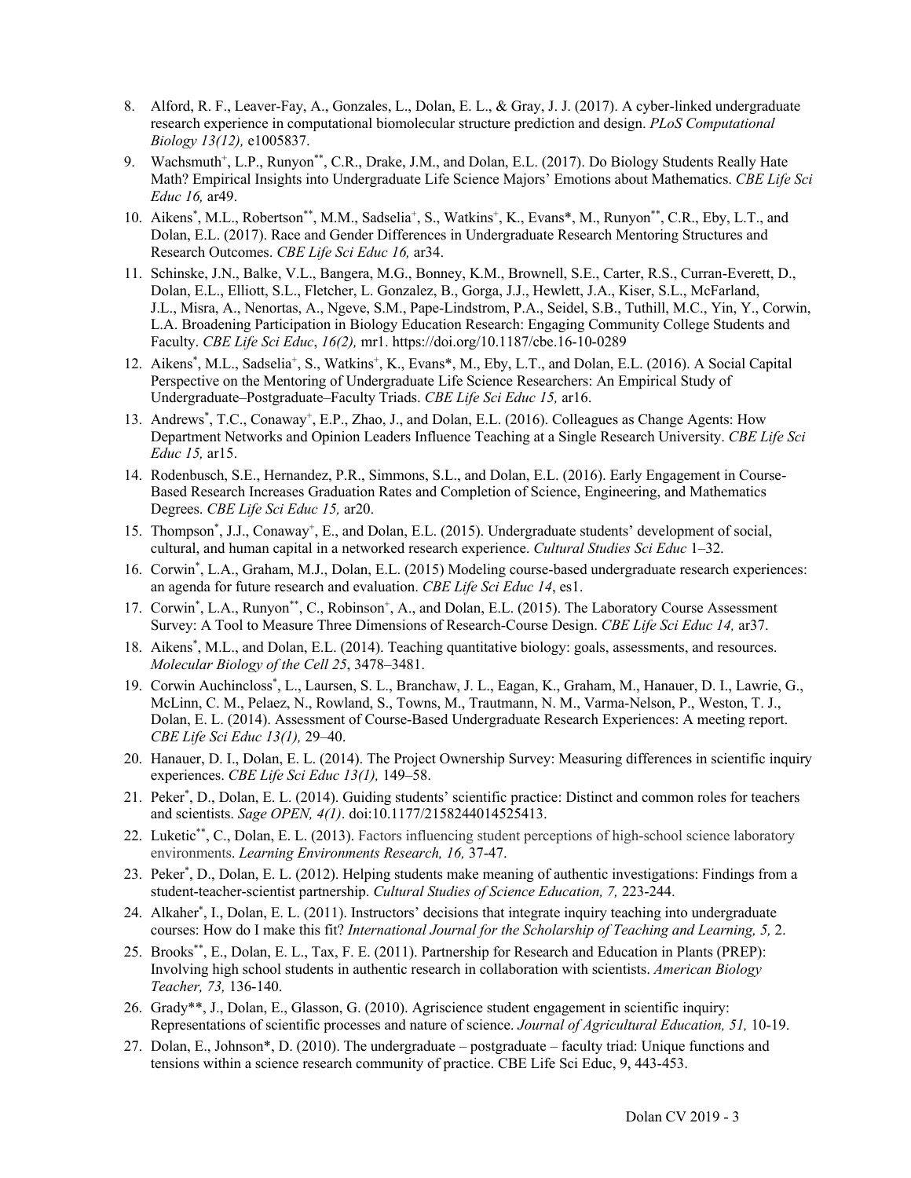8. Alford, R. F., Leaver-Fay, A., Gonzales, L., Dolan, E. L., & Gray, J. J. (2017). A cyber-linked undergraduate research experience in computational biomolecular structure prediction and design. *PLoS Computational Biology 13(12),* e1005837.
9. Wachsmuth[+], L.P., Runyon[**], C.R., Drake, J.M., and Dolan, E.L. (2017). Do Biology Students Really Hate Math? Empirical Insights into Undergraduate Life Science Majors' Emotions about Mathematics. *CBE Life Sci Educ 16,* ar49.
10. Aikens[*], M.L., Robertson[**], M.M., Sadselia[+], S., Watkins[+], K., Evans*, M., Runyon[**], C.R., Eby, L.T., and Dolan, E.L. (2017). Race and Gender Differences in Undergraduate Research Mentoring Structures and Research Outcomes. *CBE Life Sci Educ 16,* ar34.
11. Schinske, J.N., Balke, V.L., Bangera, M.G., Bonney, K.M., Brownell, S.E., Carter, R.S., Curran-Everett, D., Dolan, E.L., Elliott, S.L., Fletcher, L. Gonzalez, B., Gorga, J.J., Hewlett, J.A., Kiser, S.L., McFarland, J.L., Misra, A., Nenortas, A., Ngeve, S.M., Pape-Lindstrom, P.A., Seidel, S.B., Tuthill, M.C., Yin, Y., Corwin, L.A. Broadening Participation in Biology Education Research: Engaging Community College Students and Faculty. *CBE Life Sci Educ*, *16(2),* mr1. https://doi.org/10.1187/cbe.16-10-0289
12. Aikens[*], M.L., Sadselia[+], S., Watkins[+], K., Evans*, M., Eby, L.T., and Dolan, E.L. (2016). A Social Capital Perspective on the Mentoring of Undergraduate Life Science Researchers: An Empirical Study of Undergraduate–Postgraduate–Faculty Triads. *CBE Life Sci Educ 15,* ar16.
13. Andrews[*], T.C., Conaway[+], E.P., Zhao, J., and Dolan, E.L. (2016). Colleagues as Change Agents: How Department Networks and Opinion Leaders Influence Teaching at a Single Research University. *CBE Life Sci Educ 15,* ar15.
14. Rodenbusch, S.E., Hernandez, P.R., Simmons, S.L., and Dolan, E.L. (2016). Early Engagement in Course-Based Research Increases Graduation Rates and Completion of Science, Engineering, and Mathematics Degrees. *CBE Life Sci Educ 15,* ar20.
15. Thompson[*], J.J., Conaway[+], E., and Dolan, E.L. (2015). Undergraduate students' development of social, cultural, and human capital in a networked research experience. *Cultural Studies Sci Educ* 1–32.
16. Corwin[*], L.A., Graham, M.J., Dolan, E.L. (2015) Modeling course-based undergraduate research experiences: an agenda for future research and evaluation. *CBE Life Sci Educ 14*, es1.
17. Corwin[*], L.A., Runyon[**], C., Robinson[+], A., and Dolan, E.L. (2015). The Laboratory Course Assessment Survey: A Tool to Measure Three Dimensions of Research-Course Design. *CBE Life Sci Educ 14,* ar37.
18. Aikens[*], M.L., and Dolan, E.L. (2014). Teaching quantitative biology: goals, assessments, and resources. *Molecular Biology of the Cell 25*, 3478–3481.
19. Corwin Auchincloss[*], L., Laursen, S. L., Branchaw, J. L., Eagan, K., Graham, M., Hanauer, D. I., Lawrie, G., McLinn, C. M., Pelaez, N., Rowland, S., Towns, M., Trautmann, N. M., Varma-Nelson, P., Weston, T. J., Dolan, E. L. (2014). Assessment of Course-Based Undergraduate Research Experiences: A meeting report. *CBE Life Sci Educ 13(1),* 29–40.
20. Hanauer, D. I., Dolan, E. L. (2014). The Project Ownership Survey: Measuring differences in scientific inquiry experiences. *CBE Life Sci Educ 13(1),* 149–58.
21. Peker[*], D., Dolan, E. L. (2014). Guiding students' scientific practice: Distinct and common roles for teachers and scientists. *Sage OPEN, 4(1)*. doi:10.1177/2158244014525413.
22. Luketic[**], C., Dolan, E. L. (2013). Factors influencing student perceptions of high-school science laboratory environments. *Learning Environments Research, 16,* 37-47.
23. Peker[*], D., Dolan, E. L. (2012). Helping students make meaning of authentic investigations: Findings from a student-teacher-scientist partnership. *Cultural Studies of Science Education, 7,* 223-244.
24. Alkaher[*], I., Dolan, E. L. (2011). Instructors' decisions that integrate inquiry teaching into undergraduate courses: How do I make this fit? *International Journal for the Scholarship of Teaching and Learning, 5,* 2.
25. Brooks[**], E., Dolan, E. L., Tax, F. E. (2011). Partnership for Research and Education in Plants (PREP): Involving high school students in authentic research in collaboration with scientists. *American Biology Teacher, 73,* 136-140.
26. Grady**, J., Dolan, E., Glasson, G. (2010). Agriscience student engagement in scientific inquiry: Representations of scientific processes and nature of science. *Journal of Agricultural Education, 51,* 10-19.
27. Dolan, E., Johnson*, D. (2010). The undergraduate – postgraduate – faculty triad: Unique functions and tensions within a science research community of practice. CBE Life Sci Educ, 9, 443-453.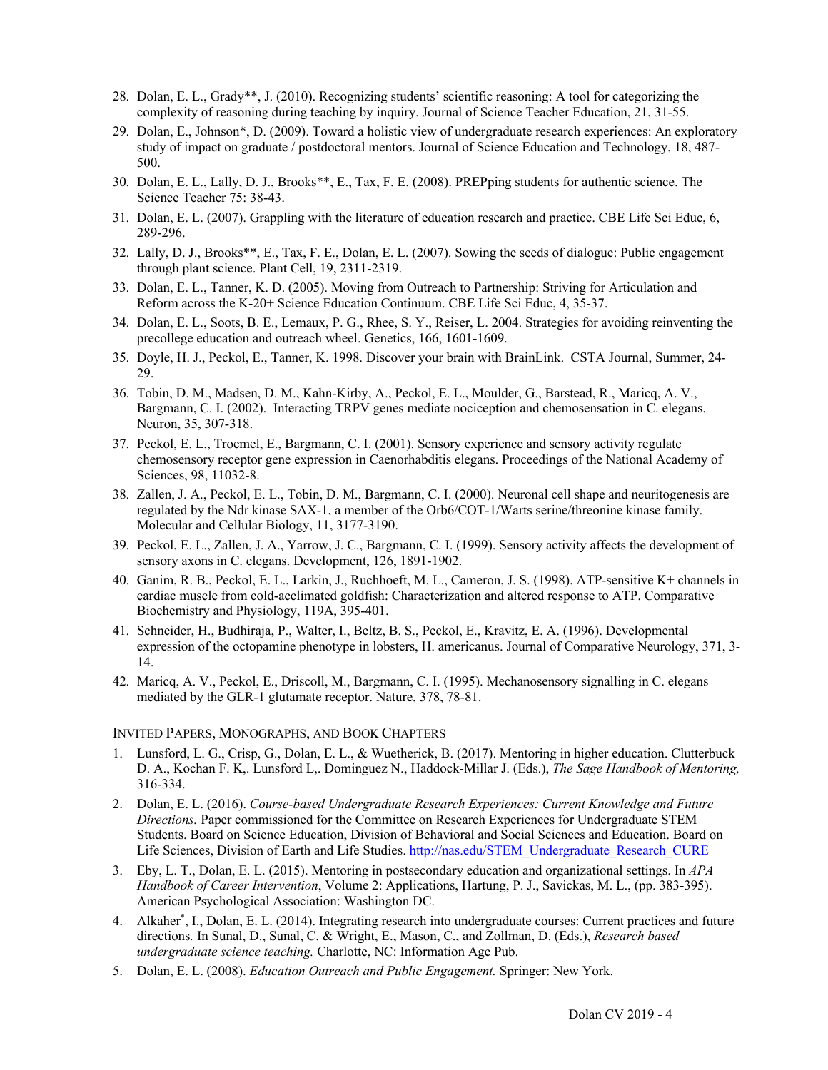28. Dolan, E. L., Grady**, J. (2010). Recognizing students' scientific reasoning: A tool for categorizing the complexity of reasoning during teaching by inquiry. Journal of Science Teacher Education, 21, 31-55.
29. Dolan, E., Johnson*, D. (2009). Toward a holistic view of undergraduate research experiences: An exploratory study of impact on graduate / postdoctoral mentors. Journal of Science Education and Technology, 18, 487-500.
30. Dolan, E. L., Lally, D. J., Brooks**, E., Tax, F. E. (2008). PREPping students for authentic science. The Science Teacher 75: 38-43.
31. Dolan, E. L. (2007). Grappling with the literature of education research and practice. CBE Life Sci Educ, 6, 289-296.
32. Lally, D. J., Brooks**, E., Tax, F. E., Dolan, E. L. (2007). Sowing the seeds of dialogue: Public engagement through plant science. Plant Cell, 19, 2311-2319.
33. Dolan, E. L., Tanner, K. D. (2005). Moving from Outreach to Partnership: Striving for Articulation and Reform across the K-20+ Science Education Continuum. CBE Life Sci Educ, 4, 35-37.
34. Dolan, E. L., Soots, B. E., Lemaux, P. G., Rhee, S. Y., Reiser, L. 2004. Strategies for avoiding reinventing the precollege education and outreach wheel. Genetics, 166, 1601-1609.
35. Doyle, H. J., Peckol, E., Tanner, K. 1998. Discover your brain with BrainLink. CSTA Journal, Summer, 24-29.
36. Tobin, D. M., Madsen, D. M., Kahn-Kirby, A., Peckol, E. L., Moulder, G., Barstead, R., Maricq, A. V., Bargmann, C. I. (2002). Interacting TRPV genes mediate nociception and chemosensation in C. elegans. Neuron, 35, 307-318.
37. Peckol, E. L., Troemel, E., Bargmann, C. I. (2001). Sensory experience and sensory activity regulate chemosensory receptor gene expression in Caenorhabditis elegans. Proceedings of the National Academy of Sciences, 98, 11032-8.
38. Zallen, J. A., Peckol, E. L., Tobin, D. M., Bargmann, C. I. (2000). Neuronal cell shape and neuritogenesis are regulated by the Ndr kinase SAX-1, a member of the Orb6/COT-1/Warts serine/threonine kinase family. Molecular and Cellular Biology, 11, 3177-3190.
39. Peckol, E. L., Zallen, J. A., Yarrow, J. C., Bargmann, C. I. (1999). Sensory activity affects the development of sensory axons in C. elegans. Development, 126, 1891-1902.
40. Ganim, R. B., Peckol, E. L., Larkin, J., Ruchhoeft, M. L., Cameron, J. S. (1998). ATP-sensitive K+ channels in cardiac muscle from cold-acclimated goldfish: Characterization and altered response to ATP. Comparative Biochemistry and Physiology, 119A, 395-401.
41. Schneider, H., Budhiraja, P., Walter, I., Beltz, B. S., Peckol, E., Kravitz, E. A. (1996). Developmental expression of the octopamine phenotype in lobsters, H. americanus. Journal of Comparative Neurology, 371, 3-14.
42. Maricq, A. V., Peckol, E., Driscoll, M., Bargmann, C. I. (1995). Mechanosensory signalling in C. elegans mediated by the GLR-1 glutamate receptor. Nature, 378, 78-81.

INVITED PAPERS, MONOGRAPHS, AND BOOK CHAPTERS

1. Lunsford, L. G., Crisp, G., Dolan, E. L., & Wuetherick, B. (2017). Mentoring in higher education. Clutterbuck D. A., Kochan F. K,. Lunsford L,. Dominguez N., Haddock-Millar J. (Eds.), *The Sage Handbook of Mentoring,* 316-334.
2. Dolan, E. L. (2016). *Course-based Undergraduate Research Experiences: Current Knowledge and Future Directions.* Paper commissioned for the Committee on Research Experiences for Undergraduate STEM Students. Board on Science Education, Division of Behavioral and Social Sciences and Education. Board on Life Sciences, Division of Earth and Life Studies. http://nas.edu/STEM_Undergraduate_Research_CURE
3. Eby, L. T., Dolan, E. L. (2015). Mentoring in postsecondary education and organizational settings. In *APA Handbook of Career Intervention*, Volume 2: Applications, Hartung, P. J., Savickas, M. L., (pp. 383-395). American Psychological Association: Washington DC.
4. Alkaher*, I., Dolan, E. L. (2014). Integrating research into undergraduate courses: Current practices and future directions*.* In Sunal, D., Sunal, C. & Wright, E., Mason, C., and Zollman, D. (Eds.), *Research based undergraduate science teaching.* Charlotte, NC: Information Age Pub.
5. Dolan, E. L. (2008). *Education Outreach and Public Engagement.* Springer: New York.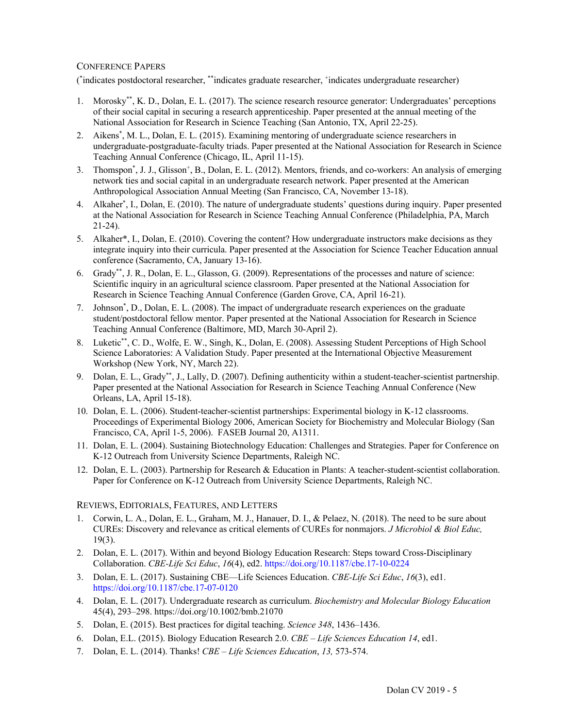## Conference Papers

([*]indicates postdoctoral researcher, [**]indicates graduate researcher, [+]indicates undergraduate researcher)

1. Morosky[**], K. D., Dolan, E. L. (2017). The science research resource generator: Undergraduates' perceptions of their social capital in securing a research apprenticeship. Paper presented at the annual meeting of the National Association for Research in Science Teaching (San Antonio, TX, April 22-25).
2. Aikens[*], M. L., Dolan, E. L. (2015). Examining mentoring of undergraduate science researchers in undergraduate-postgraduate-faculty triads. Paper presented at the National Association for Research in Science Teaching Annual Conference (Chicago, IL, April 11-15).
3. Thomspon[*], J. J., Glisson[+], B., Dolan, E. L. (2012). Mentors, friends, and co-workers: An analysis of emerging network ties and social capital in an undergraduate research network. Paper presented at the American Anthropological Association Annual Meeting (San Francisco, CA, November 13-18).
4. Alkaher[*], I., Dolan, E. (2010). The nature of undergraduate students' questions during inquiry. Paper presented at the National Association for Research in Science Teaching Annual Conference (Philadelphia, PA, March 21-24).
5. Alkaher*, I., Dolan, E. (2010). Covering the content? How undergraduate instructors make decisions as they integrate inquiry into their curricula. Paper presented at the Association for Science Teacher Education annual conference (Sacramento, CA, January 13-16).
6. Grady[**], J. R., Dolan, E. L., Glasson, G. (2009). Representations of the processes and nature of science: Scientific inquiry in an agricultural science classroom. Paper presented at the National Association for Research in Science Teaching Annual Conference (Garden Grove, CA, April 16-21).
7. Johnson[*], D., Dolan, E. L. (2008). The impact of undergraduate research experiences on the graduate student/postdoctoral fellow mentor. Paper presented at the National Association for Research in Science Teaching Annual Conference (Baltimore, MD, March 30-April 2).
8. Luketic[**], C. D., Wolfe, E. W., Singh, K., Dolan, E. (2008). Assessing Student Perceptions of High School Science Laboratories: A Validation Study. Paper presented at the International Objective Measurement Workshop (New York, NY, March 22).
9. Dolan, E. L., Grady[**], J., Lally, D. (2007). Defining authenticity within a student-teacher-scientist partnership. Paper presented at the National Association for Research in Science Teaching Annual Conference (New Orleans, LA, April 15-18).
10. Dolan, E. L. (2006). Student-teacher-scientist partnerships: Experimental biology in K-12 classrooms. Proceedings of Experimental Biology 2006, American Society for Biochemistry and Molecular Biology (San Francisco, CA, April 1-5, 2006). FASEB Journal 20, A1311.
11. Dolan, E. L. (2004). Sustaining Biotechnology Education: Challenges and Strategies. Paper for Conference on K-12 Outreach from University Science Departments, Raleigh NC.
12. Dolan, E. L. (2003). Partnership for Research & Education in Plants: A teacher-student-scientist collaboration. Paper for Conference on K-12 Outreach from University Science Departments, Raleigh NC.

## Reviews, Editorials, Features, and Letters

1. Corwin, L. A., Dolan, E. L., Graham, M. J., Hanauer, D. I., & Pelaez, N. (2018). The need to be sure about CUREs: Discovery and relevance as critical elements of CUREs for nonmajors. *J Microbiol & Biol Educ,* 19(3).
2. Dolan, E. L. (2017). Within and beyond Biology Education Research: Steps toward Cross-Disciplinary Collaboration. *CBE-Life Sci Educ*, *16*(4), ed2. https://doi.org/10.1187/cbe.17-10-0224
3. Dolan, E. L. (2017). Sustaining CBE—Life Sciences Education. *CBE-Life Sci Educ*, *16*(3), ed1. https://doi.org/10.1187/cbe.17-07-0120
4. Dolan, E. L. (2017). Undergraduate research as curriculum. *Biochemistry and Molecular Biology Education* 45(4), 293–298. https://doi.org/10.1002/bmb.21070
5. Dolan, E. (2015). Best practices for digital teaching. *Science 348*, 1436–1436.
6. Dolan, E.L. (2015). Biology Education Research 2.0. *CBE – Life Sciences Education 14*, ed1.
7. Dolan, E. L. (2014). Thanks! *CBE – Life Sciences Education*, *13,* 573-574.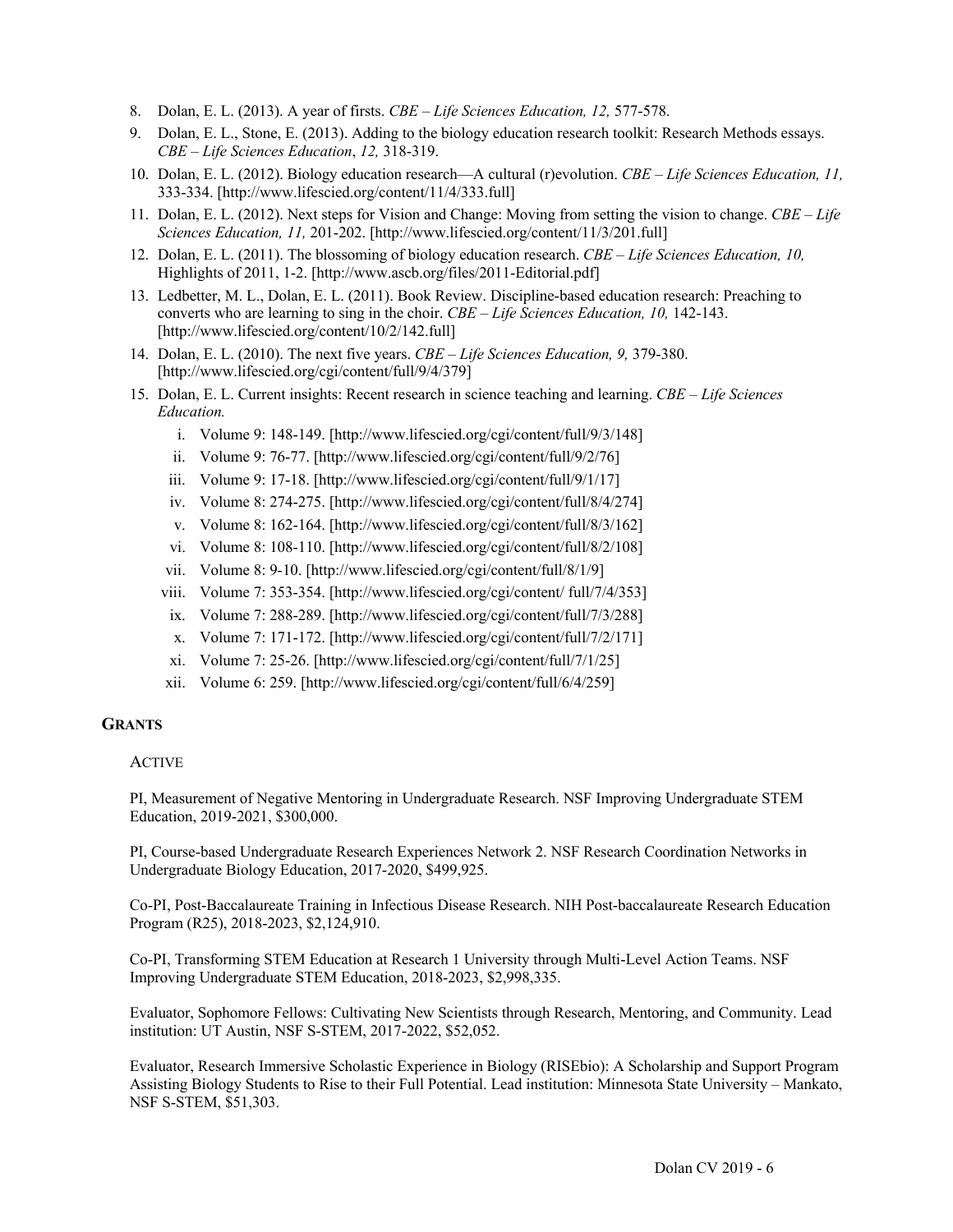8. Dolan, E. L. (2013). A year of firsts. *CBE – Life Sciences Education, 12,* 577-578.
9. Dolan, E. L., Stone, E. (2013). Adding to the biology education research toolkit: Research Methods essays. *CBE – Life Sciences Education*, *12,* 318-319.
10. Dolan, E. L. (2012). Biology education research—A cultural (r)evolution. *CBE – Life Sciences Education, 11,* 333-334. [http://www.lifescied.org/content/11/4/333.full]
11. Dolan, E. L. (2012). Next steps for Vision and Change: Moving from setting the vision to change. *CBE – Life Sciences Education, 11,* 201-202. [http://www.lifescied.org/content/11/3/201.full]
12. Dolan, E. L. (2011). The blossoming of biology education research. *CBE – Life Sciences Education, 10,* Highlights of 2011, 1-2. [http://www.ascb.org/files/2011-Editorial.pdf]
13. Ledbetter, M. L., Dolan, E. L. (2011). Book Review. Discipline-based education research: Preaching to converts who are learning to sing in the choir. *CBE – Life Sciences Education, 10,* 142-143. [http://www.lifescied.org/content/10/2/142.full]
14. Dolan, E. L. (2010). The next five years. *CBE – Life Sciences Education, 9,* 379-380. [http://www.lifescied.org/cgi/content/full/9/4/379]
15. Dolan, E. L. Current insights: Recent research in science teaching and learning. *CBE – Life Sciences Education.*
    1. Volume 9: 148-149. [http://www.lifescied.org/cgi/content/full/9/3/148]
    2. Volume 9: 76-77. [http://www.lifescied.org/cgi/content/full/9/2/76]
    3. Volume 9: 17-18. [http://www.lifescied.org/cgi/content/full/9/1/17]
    4. Volume 8: 274-275. [http://www.lifescied.org/cgi/content/full/8/4/274]
    5. Volume 8: 162-164. [http://www.lifescied.org/cgi/content/full/8/3/162]
    6. Volume 8: 108-110. [http://www.lifescied.org/cgi/content/full/8/2/108]
    7. Volume 8: 9-10. [http://www.lifescied.org/cgi/content/full/8/1/9]
    8. Volume 7: 353-354. [http://www.lifescied.org/cgi/content/ full/7/4/353]
    9. Volume 7: 288-289. [http://www.lifescied.org/cgi/content/full/7/3/288]
    10. Volume 7: 171-172. [http://www.lifescied.org/cgi/content/full/7/2/171]
    11. Volume 7: 25-26. [http://www.lifescied.org/cgi/content/full/7/1/25]
    12. Volume 6: 259. [http://www.lifescied.org/cgi/content/full/6/4/259]

## GRANTS

### ACTIVE

PI, Measurement of Negative Mentoring in Undergraduate Research. NSF Improving Undergraduate STEM Education, 2019-2021, $300,000.

PI, Course-based Undergraduate Research Experiences Network 2. NSF Research Coordination Networks in Undergraduate Biology Education, 2017-2020, $499,925.

Co-PI, Post-Baccalaureate Training in Infectious Disease Research. NIH Post-baccalaureate Research Education Program (R25), 2018-2023, $2,124,910.

Co-PI, Transforming STEM Education at Research 1 University through Multi-Level Action Teams. NSF Improving Undergraduate STEM Education, 2018-2023, $2,998,335.

Evaluator, Sophomore Fellows: Cultivating New Scientists through Research, Mentoring, and Community. Lead institution: UT Austin, NSF S-STEM, 2017-2022, $52,052.

Evaluator, Research Immersive Scholastic Experience in Biology (RISEbio): A Scholarship and Support Program Assisting Biology Students to Rise to their Full Potential. Lead institution: Minnesota State University – Mankato, NSF S-STEM, $51,303.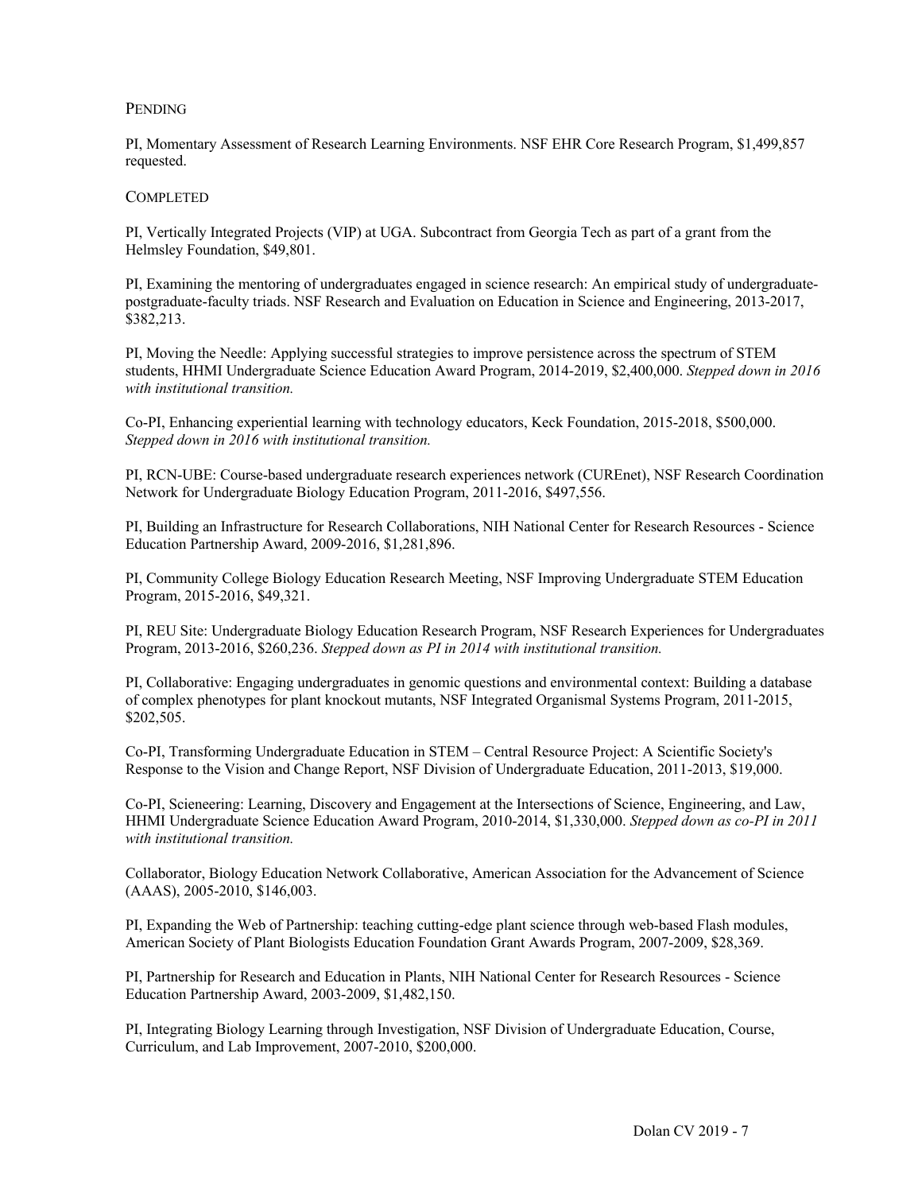### Pending

PI, Momentary Assessment of Research Learning Environments. NSF EHR Core Research Program, $1,499,857 requested.

### Completed

PI, Vertically Integrated Projects (VIP) at UGA. Subcontract from Georgia Tech as part of a grant from the Helmsley Foundation, $49,801.

PI, Examining the mentoring of undergraduates engaged in science research: An empirical study of undergraduate-postgraduate-faculty triads. NSF Research and Evaluation on Education in Science and Engineering, 2013-2017, $382,213.

PI, Moving the Needle: Applying successful strategies to improve persistence across the spectrum of STEM students, HHMI Undergraduate Science Education Award Program, 2014-2019, $2,400,000. *Stepped down in 2016 with institutional transition.*

Co-PI, Enhancing experiential learning with technology educators, Keck Foundation, 2015-2018, $500,000. *Stepped down in 2016 with institutional transition.*

PI, RCN-UBE: Course-based undergraduate research experiences network (CUREnet), NSF Research Coordination Network for Undergraduate Biology Education Program, 2011-2016, $497,556.

PI, Building an Infrastructure for Research Collaborations, NIH National Center for Research Resources - Science Education Partnership Award, 2009-2016, $1,281,896.

PI, Community College Biology Education Research Meeting, NSF Improving Undergraduate STEM Education Program, 2015-2016, $49,321.

PI, REU Site: Undergraduate Biology Education Research Program, NSF Research Experiences for Undergraduates Program, 2013-2016, $260,236. *Stepped down as PI in 2014 with institutional transition.*

PI, Collaborative: Engaging undergraduates in genomic questions and environmental context: Building a database of complex phenotypes for plant knockout mutants, NSF Integrated Organismal Systems Program, 2011-2015, $202,505.

Co-PI, Transforming Undergraduate Education in STEM – Central Resource Project: A Scientific Society's Response to the Vision and Change Report, NSF Division of Undergraduate Education, 2011-2013, $19,000.

Co-PI, Scieneering: Learning, Discovery and Engagement at the Intersections of Science, Engineering, and Law, HHMI Undergraduate Science Education Award Program, 2010-2014, $1,330,000. *Stepped down as co-PI in 2011 with institutional transition.*

Collaborator, Biology Education Network Collaborative, American Association for the Advancement of Science (AAAS), 2005-2010, $146,003.

PI, Expanding the Web of Partnership: teaching cutting-edge plant science through web-based Flash modules, American Society of Plant Biologists Education Foundation Grant Awards Program, 2007-2009, $28,369.

PI, Partnership for Research and Education in Plants, NIH National Center for Research Resources - Science Education Partnership Award, 2003-2009, $1,482,150.

PI, Integrating Biology Learning through Investigation, NSF Division of Undergraduate Education, Course, Curriculum, and Lab Improvement, 2007-2010, $200,000.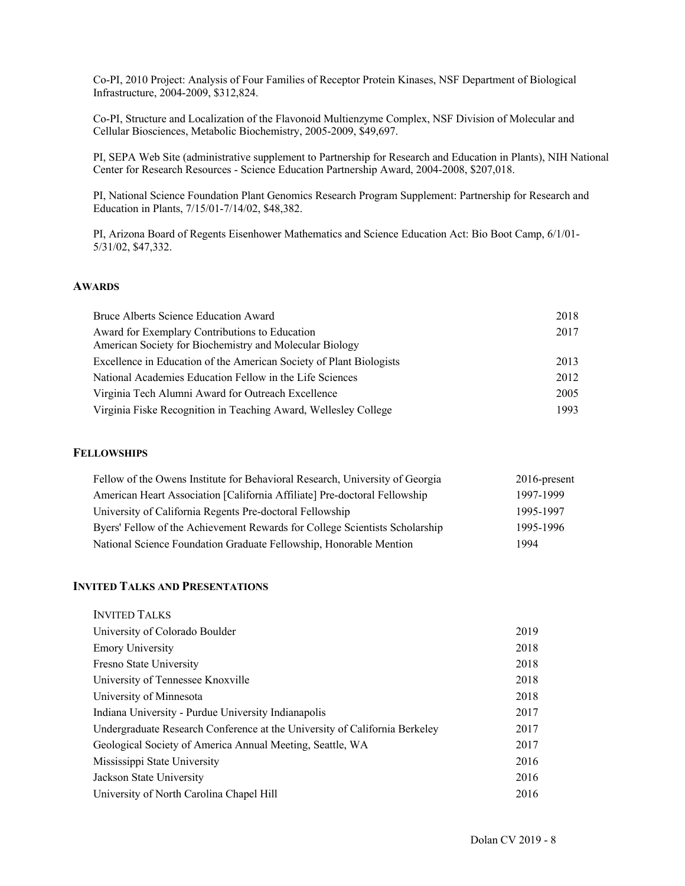Co-PI, 2010 Project: Analysis of Four Families of Receptor Protein Kinases, NSF Department of Biological Infrastructure, 2004-2009, $312,824.

Co-PI, Structure and Localization of the Flavonoid Multienzyme Complex, NSF Division of Molecular and Cellular Biosciences, Metabolic Biochemistry, 2005-2009, $49,697.

PI, SEPA Web Site (administrative supplement to Partnership for Research and Education in Plants), NIH National Center for Research Resources - Science Education Partnership Award, 2004-2008, $207,018.

PI, National Science Foundation Plant Genomics Research Program Supplement: Partnership for Research and Education in Plants, 7/15/01-7/14/02, $48,382.

PI, Arizona Board of Regents Eisenhower Mathematics and Science Education Act: Bio Boot Camp, 6/1/01-5/31/02, $47,332.

## AWARDS

| | |
|---|---|
| Bruce Alberts Science Education Award | 2018 |
| Award for Exemplary Contributions to Education<br>American Society for Biochemistry and Molecular Biology | 2017 |
| Excellence in Education of the American Society of Plant Biologists | 2013 |
| National Academies Education Fellow in the Life Sciences | 2012 |
| Virginia Tech Alumni Award for Outreach Excellence | 2005 |
| Virginia Fiske Recognition in Teaching Award, Wellesley College | 1993 |

## FELLOWSHIPS

| | |
|---|---|
| Fellow of the Owens Institute for Behavioral Research, University of Georgia | 2016-present |
| American Heart Association [California Affiliate] Pre-doctoral Fellowship | 1997-1999 |
| University of California Regents Pre-doctoral Fellowship | 1995-1997 |
| Byers' Fellow of the Achievement Rewards for College Scientists Scholarship | 1995-1996 |
| National Science Foundation Graduate Fellowship, Honorable Mention | 1994 |

## INVITED TALKS AND PRESENTATIONS

### INVITED TALKS

| | |
|---|---|
| University of Colorado Boulder | 2019 |
| Emory University | 2018 |
| Fresno State University | 2018 |
| University of Tennessee Knoxville | 2018 |
| University of Minnesota | 2018 |
| Indiana University - Purdue University Indianapolis | 2017 |
| Undergraduate Research Conference at the University of California Berkeley | 2017 |
| Geological Society of America Annual Meeting, Seattle, WA | 2017 |
| Mississippi State University | 2016 |
| Jackson State University | 2016 |
| University of North Carolina Chapel Hill | 2016 |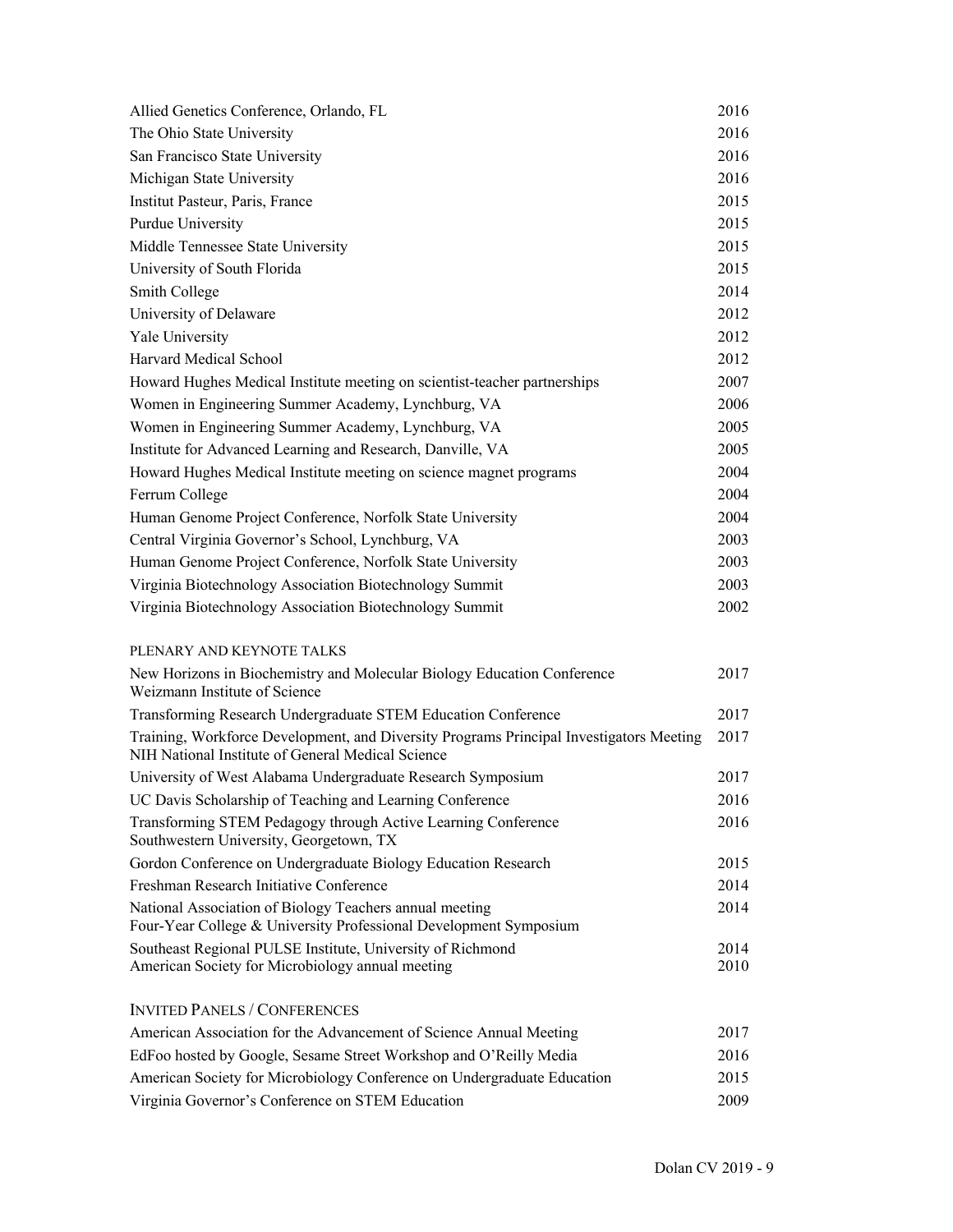| | |
|---|---|
| Allied Genetics Conference, Orlando, FL | 2016 |
| The Ohio State University | 2016 |
| San Francisco State University | 2016 |
| Michigan State University | 2016 |
| Institut Pasteur, Paris, France | 2015 |
| Purdue University | 2015 |
| Middle Tennessee State University | 2015 |
| University of South Florida | 2015 |
| Smith College | 2014 |
| University of Delaware | 2012 |
| Yale University | 2012 |
| Harvard Medical School | 2012 |
| Howard Hughes Medical Institute meeting on scientist-teacher partnerships | 2007 |
| Women in Engineering Summer Academy, Lynchburg, VA | 2006 |
| Women in Engineering Summer Academy, Lynchburg, VA | 2005 |
| Institute for Advanced Learning and Research, Danville, VA | 2005 |
| Howard Hughes Medical Institute meeting on science magnet programs | 2004 |
| Ferrum College | 2004 |
| Human Genome Project Conference, Norfolk State University | 2004 |
| Central Virginia Governor's School, Lynchburg, VA | 2003 |
| Human Genome Project Conference, Norfolk State University | 2003 |
| Virginia Biotechnology Association Biotechnology Summit | 2003 |
| Virginia Biotechnology Association Biotechnology Summit | 2002 |

PLENARY AND KEYNOTE TALKS

| | |
|---|---|
| New Horizons in Biochemistry and Molecular Biology Education Conference<br>Weizmann Institute of Science | 2017 |
| Transforming Research Undergraduate STEM Education Conference | 2017 |
| Training, Workforce Development, and Diversity Programs Principal Investigators Meeting<br>NIH National Institute of General Medical Science | 2017 |
| University of West Alabama Undergraduate Research Symposium | 2017 |
| UC Davis Scholarship of Teaching and Learning Conference | 2016 |
| Transforming STEM Pedagogy through Active Learning Conference<br>Southwestern University, Georgetown, TX | 2016 |
| Gordon Conference on Undergraduate Biology Education Research | 2015 |
| Freshman Research Initiative Conference | 2014 |
| National Association of Biology Teachers annual meeting<br>Four-Year College & University Professional Development Symposium | 2014 |
| Southeast Regional PULSE Institute, University of Richmond | 2014 |
| American Society for Microbiology annual meeting | 2010 |

INVITED PANELS / CONFERENCES

| | |
|---|---|
| American Association for the Advancement of Science Annual Meeting | 2017 |
| EdFoo hosted by Google, Sesame Street Workshop and O'Reilly Media | 2016 |
| American Society for Microbiology Conference on Undergraduate Education | 2015 |
| Virginia Governor's Conference on STEM Education | 2009 |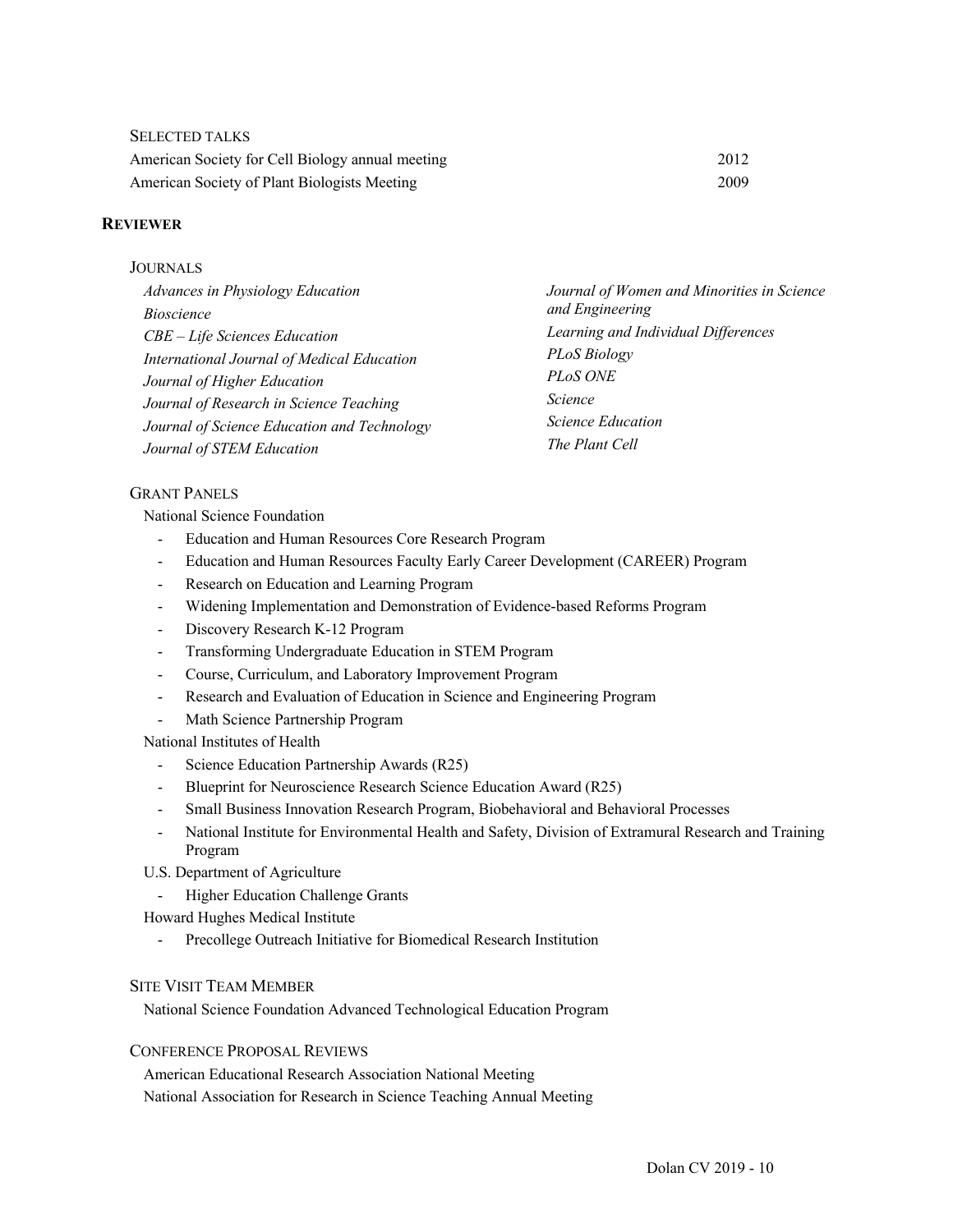SELECTED TALKS

| | |
|---|---|
| American Society for Cell Biology annual meeting | 2012 |
| American Society of Plant Biologists Meeting | 2009 |

## REVIEWER

### JOURNALS

*Advances in Physiology Education*
*Bioscience*
*CBE – Life Sciences Education*
*International Journal of Medical Education*
*Journal of Higher Education*
*Journal of Research in Science Teaching*
*Journal of Science Education and Technology*
*Journal of STEM Education*
*Journal of Women and Minorities in Science and Engineering*
*Learning and Individual Differences*
*PLoS Biology*
*PLoS ONE*
*Science*
*Science Education*
*The Plant Cell*

### GRANT PANELS

National Science Foundation

- Education and Human Resources Core Research Program
- Education and Human Resources Faculty Early Career Development (CAREER) Program
- Research on Education and Learning Program
- Widening Implementation and Demonstration of Evidence-based Reforms Program
- Discovery Research K-12 Program
- Transforming Undergraduate Education in STEM Program
- Course, Curriculum, and Laboratory Improvement Program
- Research and Evaluation of Education in Science and Engineering Program
- Math Science Partnership Program

National Institutes of Health

- Science Education Partnership Awards (R25)
- Blueprint for Neuroscience Research Science Education Award (R25)
- Small Business Innovation Research Program, Biobehavioral and Behavioral Processes
- National Institute for Environmental Health and Safety, Division of Extramural Research and Training Program

U.S. Department of Agriculture

- Higher Education Challenge Grants

Howard Hughes Medical Institute

- Precollege Outreach Initiative for Biomedical Research Institution

### SITE VISIT TEAM MEMBER

National Science Foundation Advanced Technological Education Program

### CONFERENCE PROPOSAL REVIEWS

American Educational Research Association National Meeting
National Association for Research in Science Teaching Annual Meeting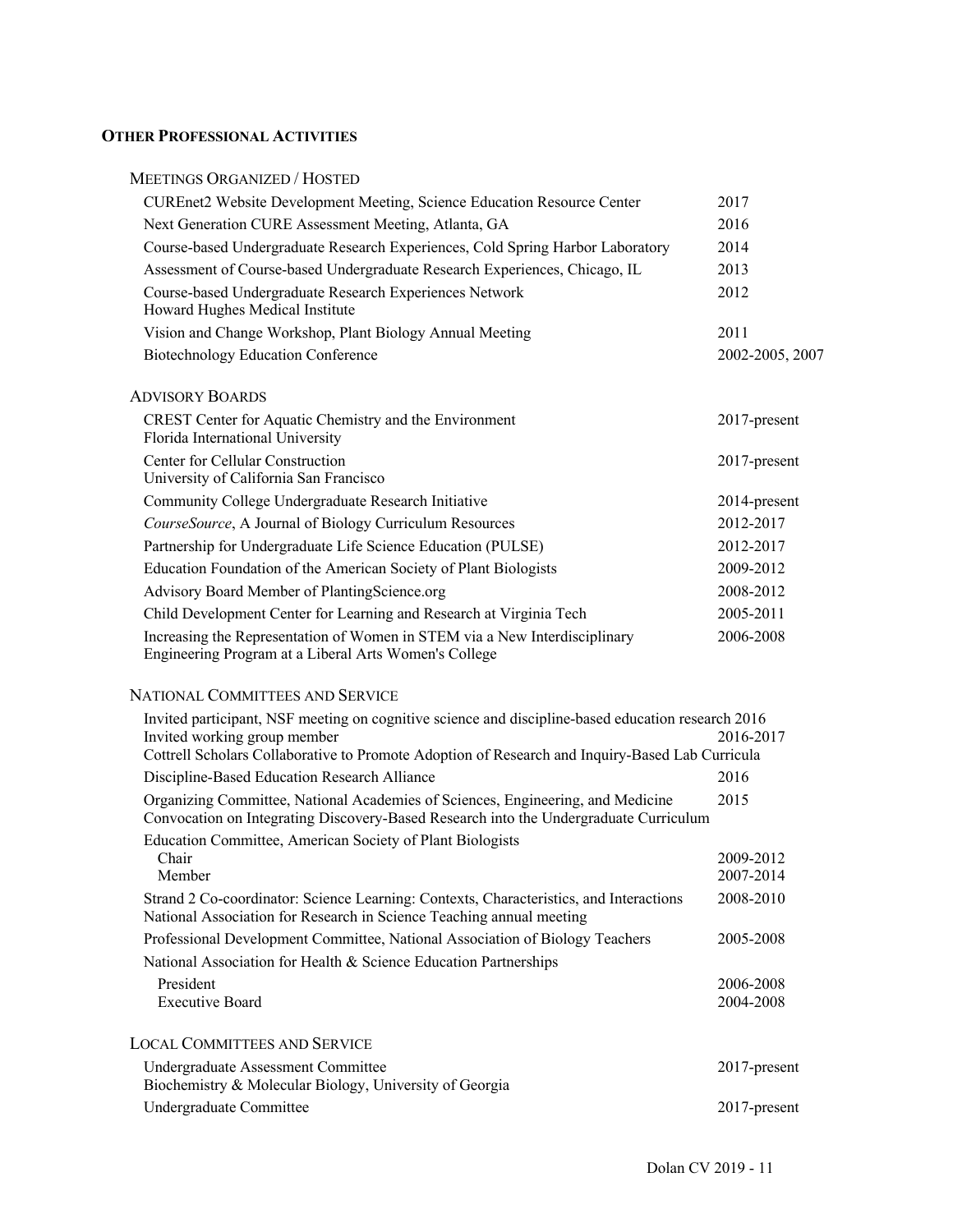## OTHER PROFESSIONAL ACTIVITIES

### MEETINGS ORGANIZED / HOSTED

| | |
|---|---|
| CUREnet2 Website Development Meeting, Science Education Resource Center | 2017 |
| Next Generation CURE Assessment Meeting, Atlanta, GA | 2016 |
| Course-based Undergraduate Research Experiences, Cold Spring Harbor Laboratory | 2014 |
| Assessment of Course-based Undergraduate Research Experiences, Chicago, IL | 2013 |
| Course-based Undergraduate Research Experiences Network<br>Howard Hughes Medical Institute | 2012 |
| Vision and Change Workshop, Plant Biology Annual Meeting | 2011 |
| Biotechnology Education Conference | 2002-2005, 2007 |

### ADVISORY BOARDS

| | |
|---|---|
| CREST Center for Aquatic Chemistry and the Environment<br>Florida International University | 2017-present |
| Center for Cellular Construction<br>University of California San Francisco | 2017-present |
| Community College Undergraduate Research Initiative | 2014-present |
| *CourseSource*, A Journal of Biology Curriculum Resources | 2012-2017 |
| Partnership for Undergraduate Life Science Education (PULSE) | 2012-2017 |
| Education Foundation of the American Society of Plant Biologists | 2009-2012 |
| Advisory Board Member of PlantingScience.org | 2008-2012 |
| Child Development Center for Learning and Research at Virginia Tech | 2005-2011 |
| Increasing the Representation of Women in STEM via a New Interdisciplinary Engineering Program at a Liberal Arts Women's College | 2006-2008 |

### NATIONAL COMMITTEES AND SERVICE

| | |
|---|---|
| Invited participant, NSF meeting on cognitive science and discipline-based education research | 2016 |
| Invited working group member<br>Cottrell Scholars Collaborative to Promote Adoption of Research and Inquiry-Based Lab Curricula | 2016-2017 |
| Discipline-Based Education Research Alliance | 2016 |
| Organizing Committee, National Academies of Sciences, Engineering, and Medicine Convocation on Integrating Discovery-Based Research into the Undergraduate Curriculum | 2015 |
| Education Committee, American Society of Plant Biologists | |
| Chair | 2009-2012 |
| Member | 2007-2014 |
| Strand 2 Co-coordinator: Science Learning: Contexts, Characteristics, and Interactions<br>National Association for Research in Science Teaching annual meeting | 2008-2010 |
| Professional Development Committee, National Association of Biology Teachers | 2005-2008 |
| National Association for Health & Science Education Partnerships | |
| President | 2006-2008 |
| Executive Board | 2004-2008 |

### LOCAL COMMITTEES AND SERVICE

| | |
|---|---|
| Undergraduate Assessment Committee<br>Biochemistry & Molecular Biology, University of Georgia | 2017-present |
| Undergraduate Committee | 2017-present |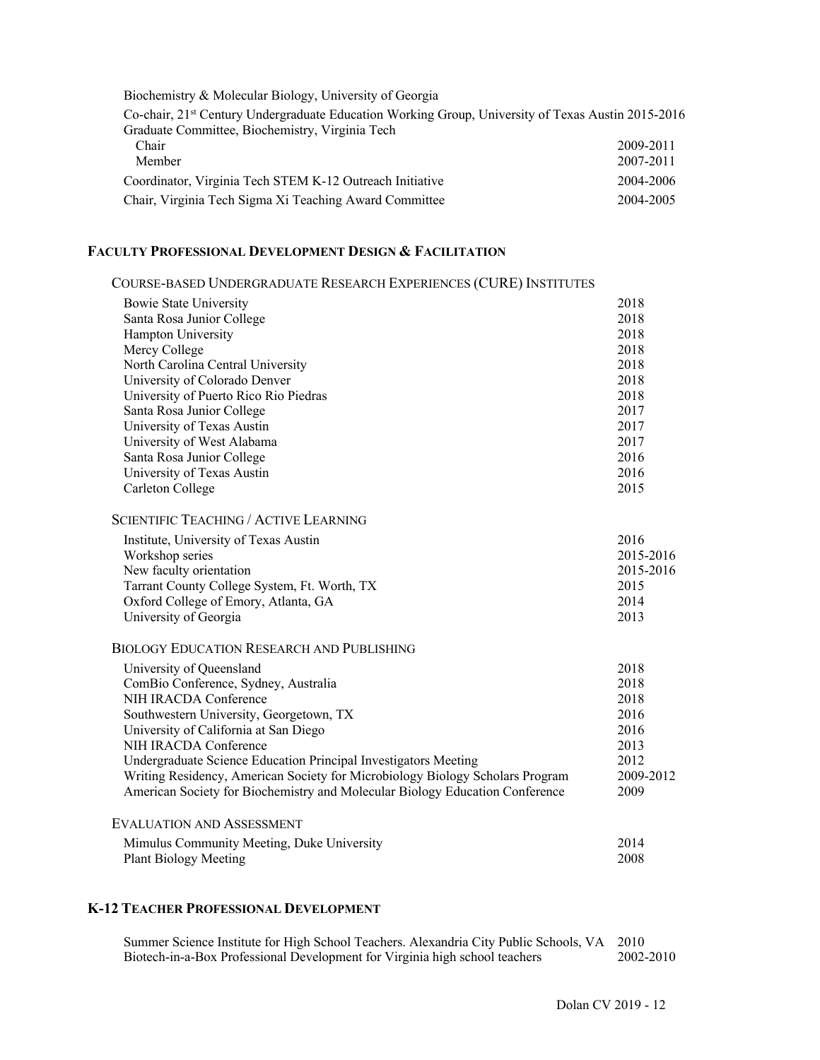Biochemistry & Molecular Biology, University of Georgia

Co-chair, 21st Century Undergraduate Education Working Group, University of Texas Austin 2015-2016

Graduate Committee, Biochemistry, Virginia Tech

| | |
|---|---|
| Chair | 2009-2011 |
| Member | 2007-2011 |
| Coordinator, Virginia Tech STEM K-12 Outreach Initiative | 2004-2006 |
| Chair, Virginia Tech Sigma Xi Teaching Award Committee | 2004-2005 |

## FACULTY PROFESSIONAL DEVELOPMENT DESIGN & FACILITATION

### COURSE-BASED UNDERGRADUATE RESEARCH EXPERIENCES (CURE) INSTITUTES

| | |
|---|---|
| Bowie State University | 2018 |
| Santa Rosa Junior College | 2018 |
| Hampton University | 2018 |
| Mercy College | 2018 |
| North Carolina Central University | 2018 |
| University of Colorado Denver | 2018 |
| University of Puerto Rico Rio Piedras | 2018 |
| Santa Rosa Junior College | 2017 |
| University of Texas Austin | 2017 |
| University of West Alabama | 2017 |
| Santa Rosa Junior College | 2016 |
| University of Texas Austin | 2016 |
| Carleton College | 2015 |

### SCIENTIFIC TEACHING / ACTIVE LEARNING

| | |
|---|---|
| Institute, University of Texas Austin | 2016 |
| Workshop series | 2015-2016 |
| New faculty orientation | 2015-2016 |
| Tarrant County College System, Ft. Worth, TX | 2015 |
| Oxford College of Emory, Atlanta, GA | 2014 |
| University of Georgia | 2013 |

### BIOLOGY EDUCATION RESEARCH AND PUBLISHING

| | |
|---|---|
| University of Queensland | 2018 |
| ComBio Conference, Sydney, Australia | 2018 |
| NIH IRACDA Conference | 2018 |
| Southwestern University, Georgetown, TX | 2016 |
| University of California at San Diego | 2016 |
| NIH IRACDA Conference | 2013 |
| Undergraduate Science Education Principal Investigators Meeting | 2012 |
| Writing Residency, American Society for Microbiology Biology Scholars Program | 2009-2012 |
| American Society for Biochemistry and Molecular Biology Education Conference | 2009 |

### EVALUATION AND ASSESSMENT

| | |
|---|---|
| Mimulus Community Meeting, Duke University | 2014 |
| Plant Biology Meeting | 2008 |

## K-12 TEACHER PROFESSIONAL DEVELOPMENT

| | |
|---|---|
| Summer Science Institute for High School Teachers. Alexandria City Public Schools, VA | 2010 |
| Biotech-in-a-Box Professional Development for Virginia high school teachers | 2002-2010 |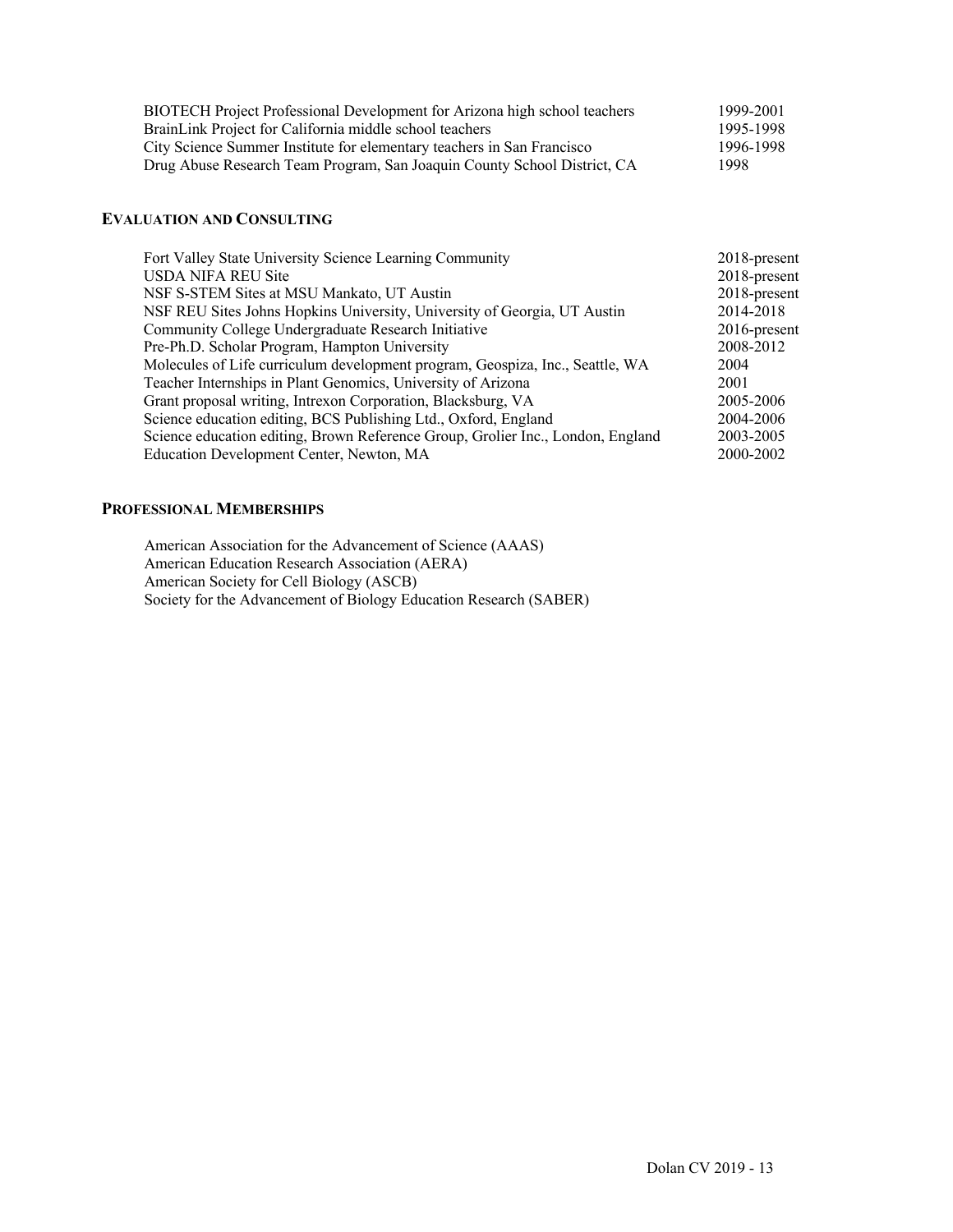| | |
|---|---|
| BIOTECH Project Professional Development for Arizona high school teachers | 1999-2001 |
| BrainLink Project for California middle school teachers | 1995-1998 |
| City Science Summer Institute for elementary teachers in San Francisco | 1996-1998 |
| Drug Abuse Research Team Program, San Joaquin County School District, CA | 1998 |

## EVALUATION AND CONSULTING

| | |
|---|---|
| Fort Valley State University Science Learning Community | 2018-present |
| USDA NIFA REU Site | 2018-present |
| NSF S-STEM Sites at MSU Mankato, UT Austin | 2018-present |
| NSF REU Sites Johns Hopkins University, University of Georgia, UT Austin | 2014-2018 |
| Community College Undergraduate Research Initiative | 2016-present |
| Pre-Ph.D. Scholar Program, Hampton University | 2008-2012 |
| Molecules of Life curriculum development program, Geospiza, Inc., Seattle, WA | 2004 |
| Teacher Internships in Plant Genomics, University of Arizona | 2001 |
| Grant proposal writing, Intrexon Corporation, Blacksburg, VA | 2005-2006 |
| Science education editing, BCS Publishing Ltd., Oxford, England | 2004-2006 |
| Science education editing, Brown Reference Group, Grolier Inc., London, England | 2003-2005 |
| Education Development Center, Newton, MA | 2000-2002 |

## PROFESSIONAL MEMBERSHIPS

American Association for the Advancement of Science (AAAS)
American Education Research Association (AERA)
American Society for Cell Biology (ASCB)
Society for the Advancement of Biology Education Research (SABER)